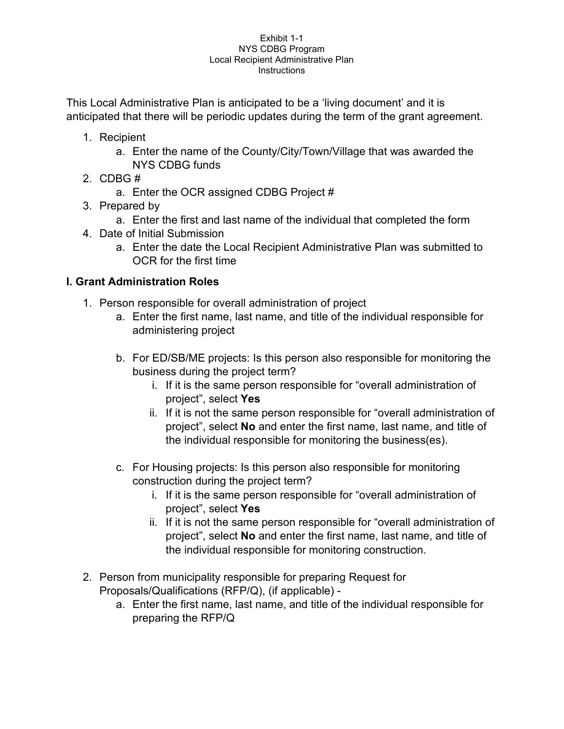Exhibit 1-1
NYS CDBG Program
Local Recipient Administrative Plan
Instructions

This Local Administrative Plan is anticipated to be a 'living document' and it is anticipated that there will be periodic updates during the term of the grant agreement.

1. Recipient
   a. Enter the name of the County/City/Town/Village that was awarded the NYS CDBG funds
2. CDBG #
   a. Enter the OCR assigned CDBG Project #
3. Prepared by
   a. Enter the first and last name of the individual that completed the form
4. Date of Initial Submission
   a. Enter the date the Local Recipient Administrative Plan was submitted to OCR for the first time

**I. Grant Administration Roles**

1. Person responsible for overall administration of project
   a. Enter the first name, last name, and title of the individual responsible for administering project

   b. For ED/SB/ME projects: Is this person also responsible for monitoring the business during the project term?
      i. If it is the same person responsible for "overall administration of project", select **Yes**
      ii. If it is not the same person responsible for "overall administration of project", select **No** and enter the first name, last name, and title of the individual responsible for monitoring the business(es).

   c. For Housing projects: Is this person also responsible for monitoring construction during the project term?
      i. If it is the same person responsible for "overall administration of project", select **Yes**
      ii. If it is not the same person responsible for "overall administration of project", select **No** and enter the first name, last name, and title of the individual responsible for monitoring construction.

2. Person from municipality responsible for preparing Request for Proposals/Qualifications (RFP/Q), (if applicable) -
   a. Enter the first name, last name, and title of the individual responsible for preparing the RFP/Q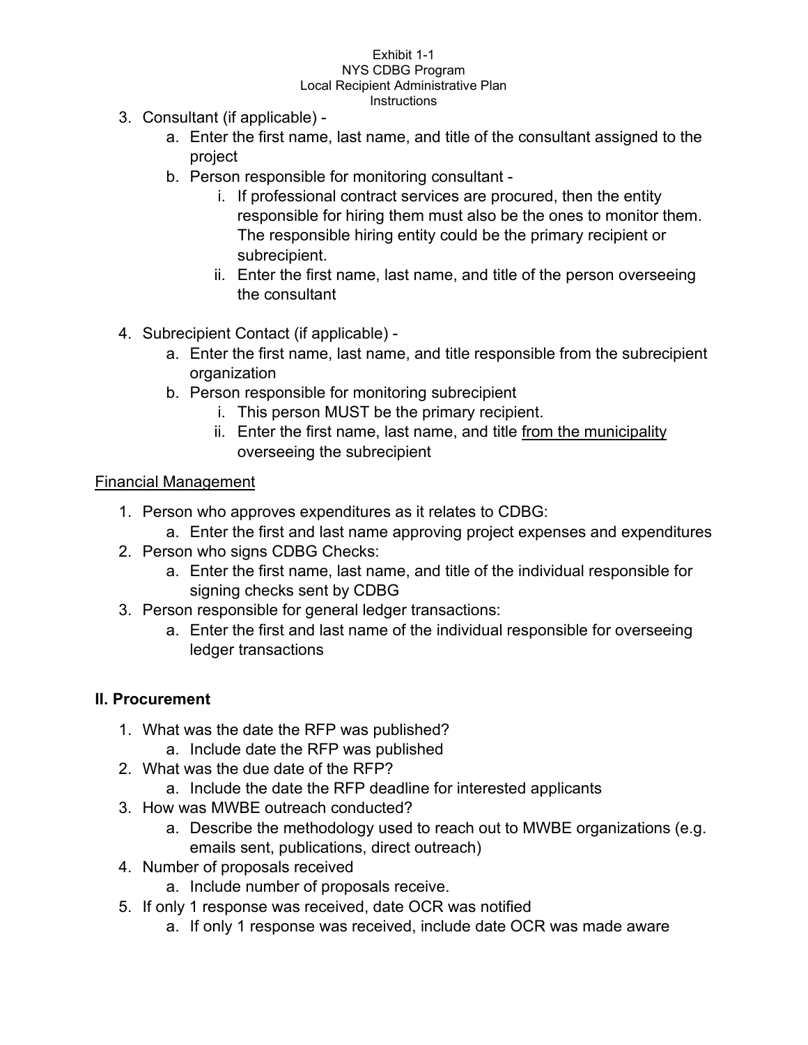3. Consultant (if applicable) -
    a. Enter the first name, last name, and title of the consultant assigned to the project
    b. Person responsible for monitoring consultant -
        i. If professional contract services are procured, then the entity responsible for hiring them must also be the ones to monitor them. The responsible hiring entity could be the primary recipient or subrecipient.
        ii. Enter the first name, last name, and title of the person overseeing the consultant

4. Subrecipient Contact (if applicable) -
    a. Enter the first name, last name, and title responsible from the subrecipient organization
    b. Person responsible for monitoring subrecipient
        i. This person MUST be the primary recipient.
        ii. Enter the first name, last name, and title <u>from the municipality</u> overseeing the subrecipient

<u>Financial Management</u>

1. Person who approves expenditures as it relates to CDBG:
    a. Enter the first and last name approving project expenses and expenditures
2. Person who signs CDBG Checks:
    a. Enter the first name, last name, and title of the individual responsible for signing checks sent by CDBG
3. Person responsible for general ledger transactions:
    a. Enter the first and last name of the individual responsible for overseeing ledger transactions

## II. Procurement

1. What was the date the RFP was published?
    a. Include date the RFP was published
2. What was the due date of the RFP?
    a. Include the date the RFP deadline for interested applicants
3. How was MWBE outreach conducted?
    a. Describe the methodology used to reach out to MWBE organizations (e.g. emails sent, publications, direct outreach)
4. Number of proposals received
    a. Include number of proposals receive.
5. If only 1 response was received, date OCR was notified
    a. If only 1 response was received, include date OCR was made aware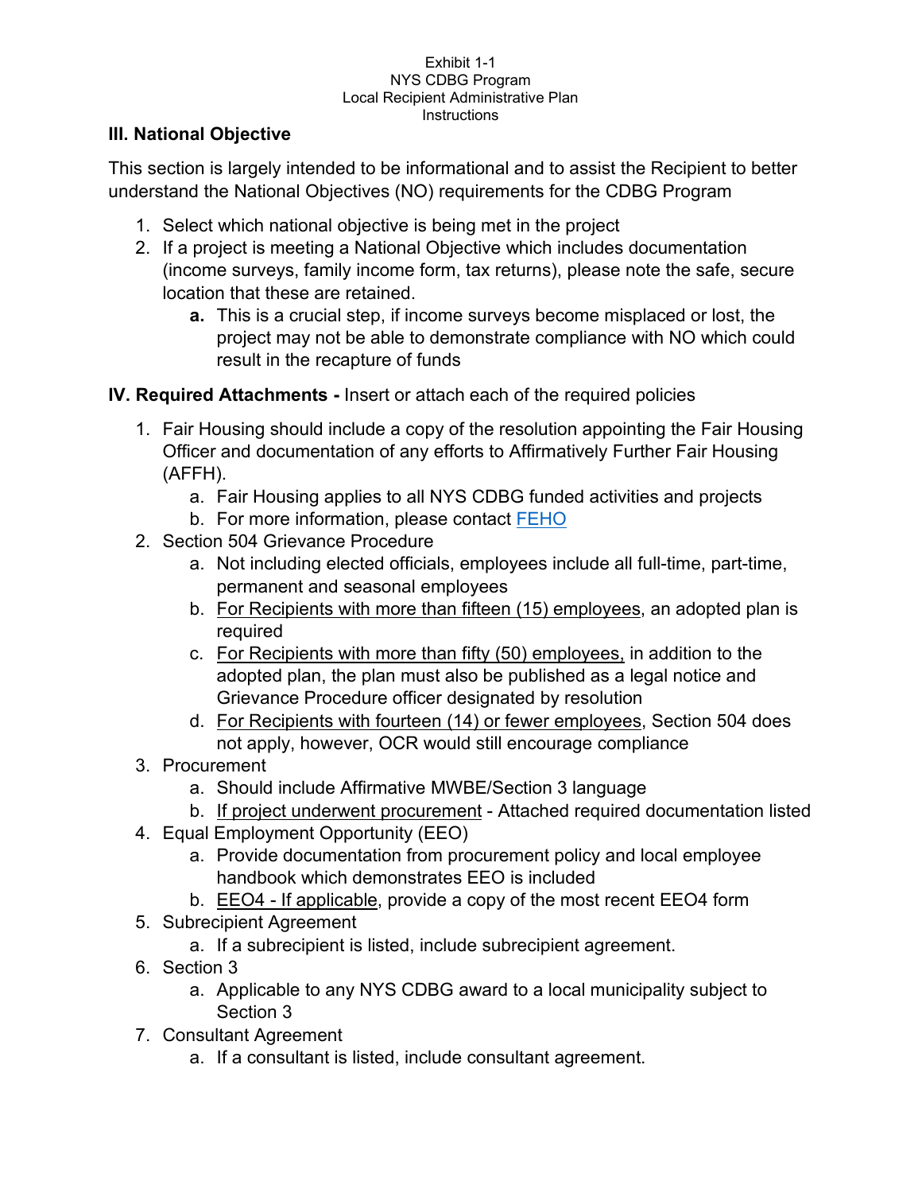Exhibit 1-1
NYS CDBG Program
Local Recipient Administrative Plan
Instructions

### III. National Objective

This section is largely intended to be informational and to assist the Recipient to better understand the National Objectives (NO) requirements for the CDBG Program

1. Select which national objective is being met in the project
2. If a project is meeting a National Objective which includes documentation (income surveys, family income form, tax returns), please note the safe, secure location that these are retained.
    a. This is a crucial step, if income surveys become misplaced or lost, the project may not be able to demonstrate compliance with NO which could result in the recapture of funds

### IV. Required Attachments - Insert or attach each of the required policies

1. Fair Housing should include a copy of the resolution appointing the Fair Housing Officer and documentation of any efforts to Affirmatively Further Fair Housing (AFFH).
    a. Fair Housing applies to all NYS CDBG funded activities and projects
    b. For more information, please contact FEHO
2. Section 504 Grievance Procedure
    a. Not including elected officials, employees include all full-time, part-time, permanent and seasonal employees
    b. For Recipients with more than fifteen (15) employees, an adopted plan is required
    c. For Recipients with more than fifty (50) employees, in addition to the adopted plan, the plan must also be published as a legal notice and Grievance Procedure officer designated by resolution
    d. For Recipients with fourteen (14) or fewer employees, Section 504 does not apply, however, OCR would still encourage compliance
3. Procurement
    a. Should include Affirmative MWBE/Section 3 language
    b. If project underwent procurement - Attached required documentation listed
4. Equal Employment Opportunity (EEO)
    a. Provide documentation from procurement policy and local employee handbook which demonstrates EEO is included
    b. EEO4 - If applicable, provide a copy of the most recent EEO4 form
5. Subrecipient Agreement
    a. If a subrecipient is listed, include subrecipient agreement.
6. Section 3
    a. Applicable to any NYS CDBG award to a local municipality subject to Section 3
7. Consultant Agreement
    a. If a consultant is listed, include consultant agreement.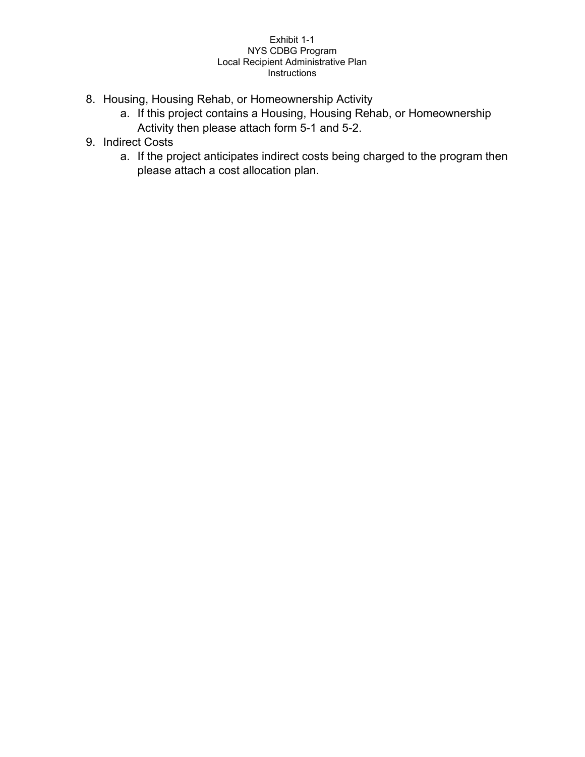8. Housing, Housing Rehab, or Homeownership Activity
    a. If this project contains a Housing, Housing Rehab, or Homeownership Activity then please attach form 5-1 and 5-2.
9. Indirect Costs
    a. If the project anticipates indirect costs being charged to the program then please attach a cost allocation plan.